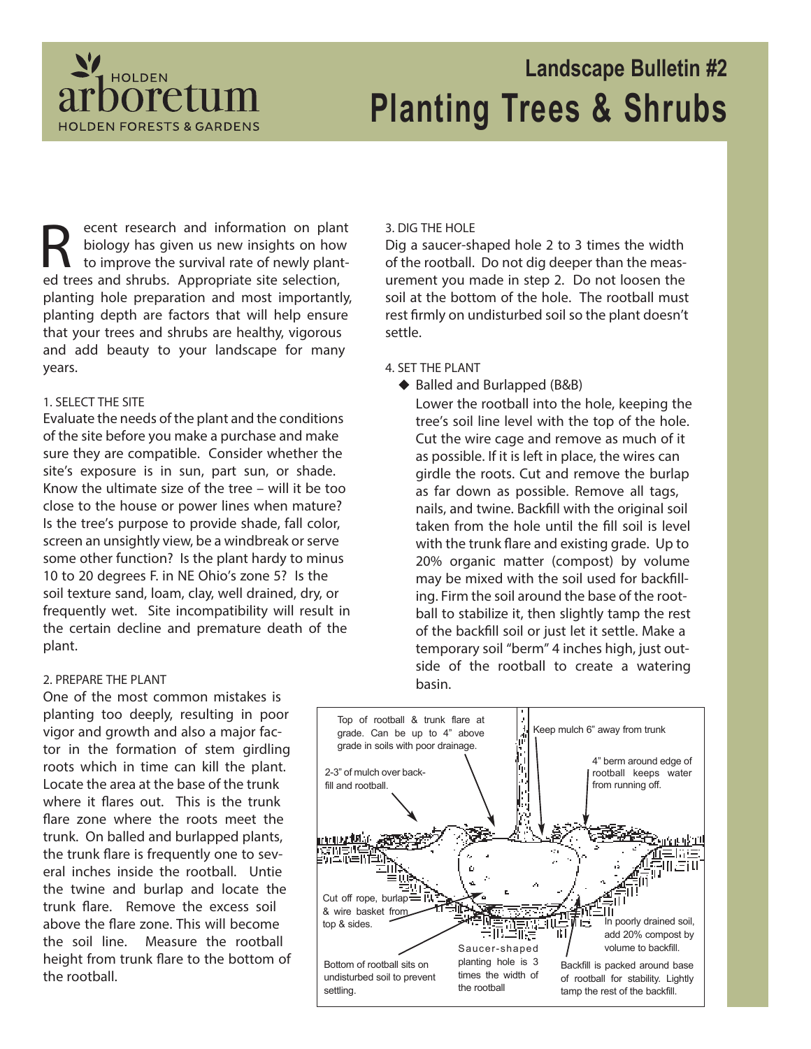HOLDEN
arboretum
HOLDEN FORESTS & GARDENS

# Landscape Bulletin #2
# Planting Trees & Shrubs

Recent research and information on plant biology has given us new insights on how to improve the survival rate of newly planted trees and shrubs. Appropriate site selection, planting hole preparation and most importantly, planting depth are factors that will help ensure that your trees and shrubs are healthy, vigorous and add beauty to your landscape for many years.

### 1. SELECT THE SITE

Evaluate the needs of the plant and the conditions of the site before you make a purchase and make sure they are compatible. Consider whether the site's exposure is in sun, part sun, or shade. Know the ultimate size of the tree – will it be too close to the house or power lines when mature? Is the tree's purpose to provide shade, fall color, screen an unsightly view, be a windbreak or serve some other function? Is the plant hardy to minus 10 to 20 degrees F. in NE Ohio's zone 5? Is the soil texture sand, loam, clay, well drained, dry, or frequently wet. Site incompatibility will result in the certain decline and premature death of the plant.

### 2. PREPARE THE PLANT

One of the most common mistakes is planting too deeply, resulting in poor vigor and growth and also a major factor in the formation of stem girdling roots which in time can kill the plant. Locate the area at the base of the trunk where it flares out. This is the trunk flare zone where the roots meet the trunk. On balled and burlapped plants, the trunk flare is frequently one to several inches inside the rootball. Untie the twine and burlap and locate the trunk flare. Remove the excess soil above the flare zone. This will become the soil line. Measure the rootball height from trunk flare to the bottom of the rootball.

### 3. DIG THE HOLE

Dig a saucer-shaped hole 2 to 3 times the width of the rootball. Do not dig deeper than the measurement you made in step 2. Do not loosen the soil at the bottom of the hole. The rootball must rest firmly on undisturbed soil so the plant doesn't settle.

### 4. SET THE PLANT

- Balled and Burlapped (B&B)

  Lower the rootball into the hole, keeping the tree's soil line level with the top of the hole. Cut the wire cage and remove as much of it as possible. If it is left in place, the wires can girdle the roots. Cut and remove the burlap as far down as possible. Remove all tags, nails, and twine. Backfill with the original soil taken from the hole until the fill soil is level with the trunk flare and existing grade. Up to 20% organic matter (compost) by volume may be mixed with the soil used for backfilling. Firm the soil around the base of the rootball to stabilize it, then slightly tamp the rest of the backfill soil or just let it settle. Make a temporary soil "berm" 4 inches high, just outside of the rootball to create a watering basin.

Top of rootball & trunk flare at grade. Can be up to 4" above grade in soils with poor drainage.

Keep mulch 6" away from trunk

4" berm around edge of rootball keeps water from running off.

2-3" of mulch over backfill and rootball.

Cut off rope, burlap & wire basket from top & sides.

In poorly drained soil, add 20% compost by volume to backfill.

Bottom of rootball sits on undisturbed soil to prevent settling.

Saucer-shaped planting hole is 3 times the width of the rootball

Backfill is packed around base of rootball for stability. Lightly tamp the rest of the backfill.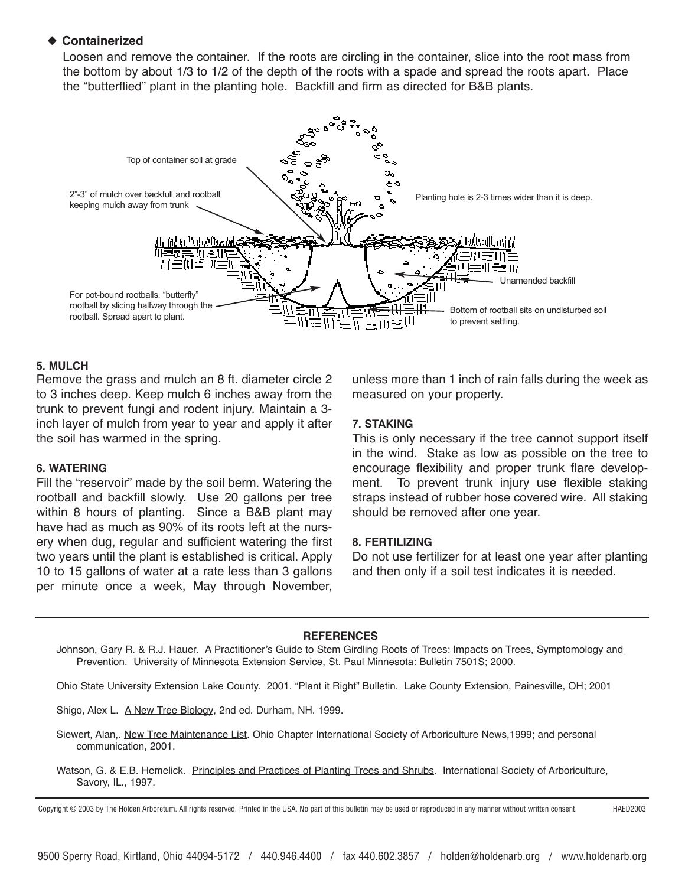◆ **Containerized**

Loosen and remove the container. If the roots are circling in the container, slice into the root mass from the bottom by about 1/3 to 1/2 of the depth of the roots with a spade and spread the roots apart. Place the "butterflied" plant in the planting hole. Backfill and firm as directed for B&B plants.

Top of container soil at grade

2"-3" of mulch over backfull and rootball keeping mulch away from trunk

Planting hole is 2-3 times wider than it is deep.

Unamended backfill

For pot-bound rootballs, "butterfly" rootball by slicing halfway through the rootball. Spread apart to plant.

Bottom of rootball sits on undisturbed soil to prevent settling.

**5. MULCH**

Remove the grass and mulch an 8 ft. diameter circle 2 to 3 inches deep. Keep mulch 6 inches away from the trunk to prevent fungi and rodent injury. Maintain a 3-inch layer of mulch from year to year and apply it after the soil has warmed in the spring.

**6. WATERING**

Fill the "reservoir" made by the soil berm. Watering the rootball and backfill slowly. Use 20 gallons per tree within 8 hours of planting. Since a B&B plant may have had as much as 90% of its roots left at the nursery when dug, regular and sufficient watering the first two years until the plant is established is critical. Apply 10 to 15 gallons of water at a rate less than 3 gallons per minute once a week, May through November, unless more than 1 inch of rain falls during the week as measured on your property.

**7. STAKING**

This is only necessary if the tree cannot support itself in the wind. Stake as low as possible on the tree to encourage flexibility and proper trunk flare development. To prevent trunk injury use flexible staking straps instead of rubber hose covered wire. All staking should be removed after one year.

**8. FERTILIZING**

Do not use fertilizer for at least one year after planting and then only if a soil test indicates it is needed.

**REFERENCES**

Johnson, Gary R. & R.J. Hauer. A Practitioner's Guide to Stem Girdling Roots of Trees: Impacts on Trees, Symptomology and Prevention. University of Minnesota Extension Service, St. Paul Minnesota: Bulletin 7501S; 2000.

Ohio State University Extension Lake County. 2001. "Plant it Right" Bulletin. Lake County Extension, Painesville, OH; 2001

Shigo, Alex L. A New Tree Biology, 2nd ed. Durham, NH. 1999.

Siewert, Alan,. New Tree Maintenance List. Ohio Chapter International Society of Arboriculture News,1999; and personal communication, 2001.

Watson, G. & E.B. Hemelick. Principles and Practices of Planting Trees and Shrubs. International Society of Arboriculture, Savory, IL., 1997.

Copyright © 2003 by The Holden Arboretum. All rights reserved. Printed in the USA. No part of this bulletin may be used or reproduced in any manner without written consent. HAED2003

9500 Sperry Road, Kirtland, Ohio 44094-5172 / 440.946.4400 / fax 440.602.3857 / holden@holdenarb.org / www.holdenarb.org